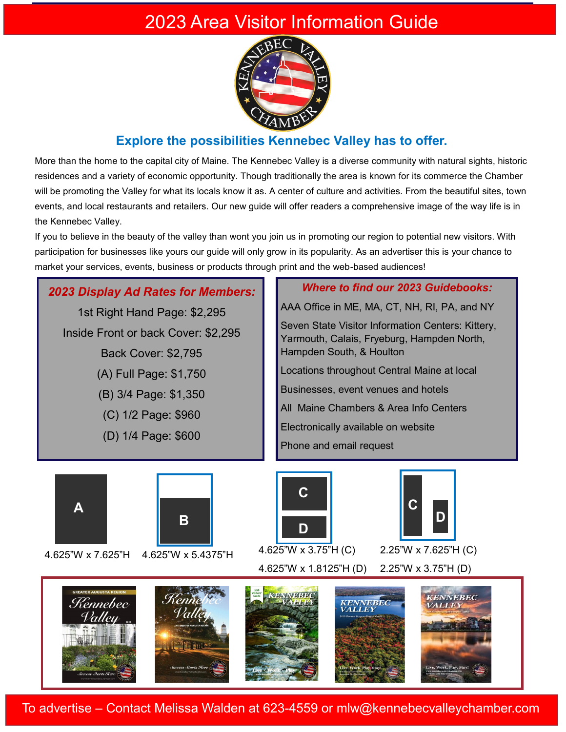# 2023 Area Visitor Information Guide

## Explore the possibilities Kennebec Valley has to offer.

More than the home to the capital city of Maine. The Kennebec Valley is a diverse community with natural sights, historic residences and a variety of economic opportunity. Though traditionally the area is known for its commerce the Chamber will be promoting the Valley for what its locals know it as. A center of culture and activities. From the beautiful sites, town events, and local restaurants and retailers. Our new guide will offer readers a comprehensive image of the way life is in the Kennebec Valley.

If you to believe in the beauty of the valley than wont you join us in promoting our region to potential new visitors. With participation for businesses like yours our guide will only grow in its popularity. As an advertiser this is your chance to market your services, events, business or products through print and the web-based audiences!

### *2023 Display Ad Rates for Members:*

1st Right Hand Page: $2,295

Inside Front or back Cover: $2,295

Back Cover: $2,795

(A) Full Page: $1,750

(B) 3/4 Page: $1,350

(C) 1/2 Page: $960

(D) 1/4 Page: $600

### *Where to find our 2023 Guidebooks:*

AAA Office in ME, MA, CT, NH, RI, PA, and NY

Seven State Visitor Information Centers: Kittery, Yarmouth, Calais, Fryeburg, Hampden North, Hampden South, & Houlton

Locations throughout Central Maine at local

Businesses, event venues and hotels

All Maine Chambers & Area Info Centers

Electronically available on website

Phone and email request

A: 4.625"W x 7.625"H

B: 4.625"W x 5.4375"H

4.625"W x 3.75"H (C)

4.625"W x 1.8125"H (D)

2.25"W x 7.625"H (C)

2.25"W x 3.75"H (D)

To advertise – Contact Melissa Walden at 623-4559 or mlw@kennebecvalleychamber.com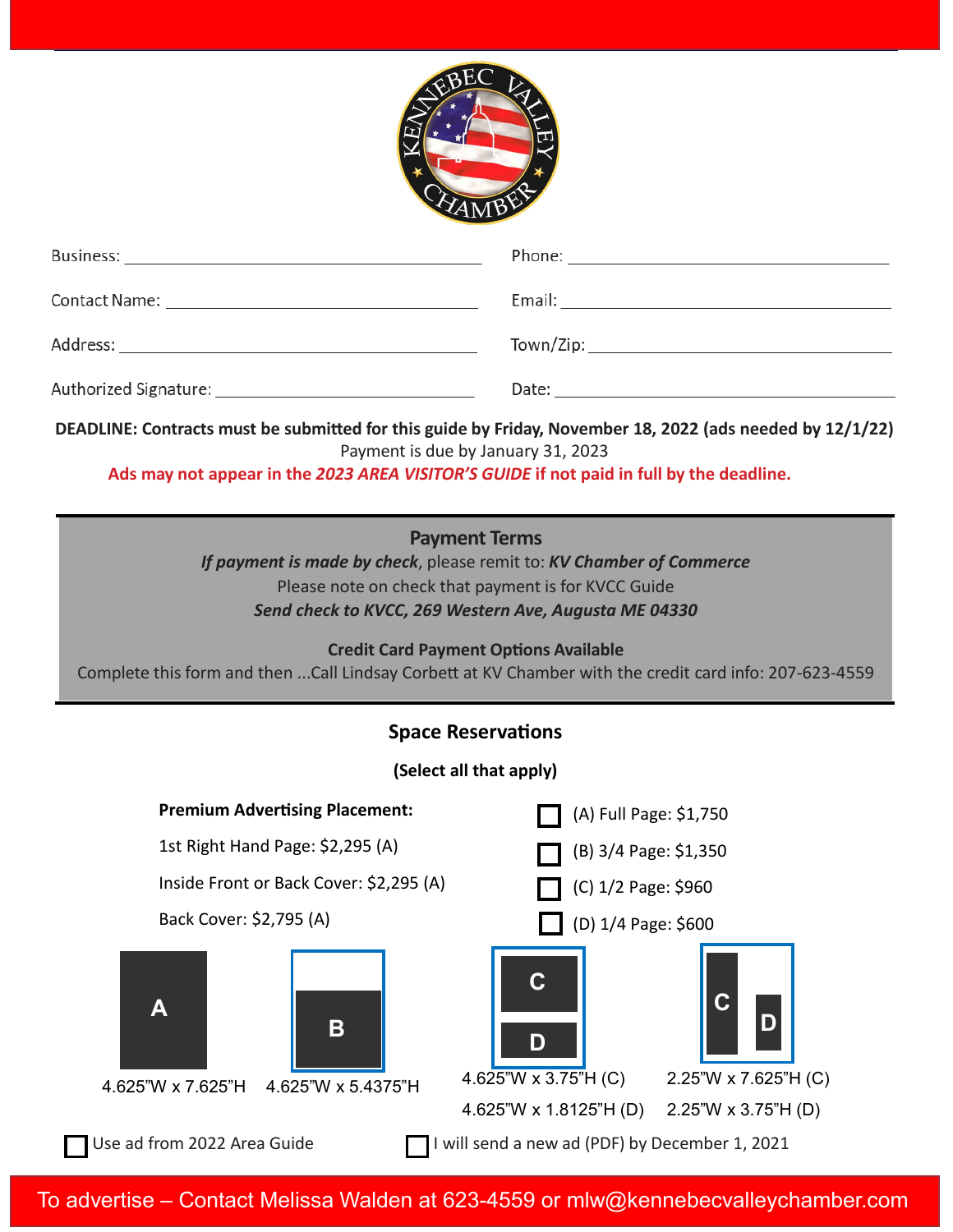KENNEBEC VALLEY CHAMBER

Business: ______________________ Phone: ______________________

Contact Name: ______________________ Email: ______________________

Address: ______________________ Town/Zip: ______________________

Authorized Signature: ______________________ Date: ______________________

**DEADLINE: Contracts must be submitted for this guide by Friday, November 18, 2022 (ads needed by 12/1/22)**

Payment is due by January 31, 2023

**Ads may not appear in the *2023 AREA VISITOR'S GUIDE* if not paid in full by the deadline.**

## Payment Terms

***If payment is made by check***, please remit to: ***KV Chamber of Commerce***

Please note on check that payment is for KVCC Guide

***Send check to KVCC, 269 Western Ave, Augusta ME 04330***

**Credit Card Payment Options Available**

Complete this form and then ...Call Lindsay Corbett at KV Chamber with the credit card info: 207-623-4559

## Space Reservations

**(Select all that apply)**

**Premium Advertising Placement:**

1st Right Hand Page: $2,295 (A)

Inside Front or Back Cover: $2,295 (A)

Back Cover: $2,795 (A)

☐ (A) Full Page: $1,750

☐ (B) 3/4 Page: $1,350

☐ (C) 1/2 Page: $960

☐ (D) 1/4 Page: $600

A: 4.625"W x 7.625"H

B: 4.625"W x 5.4375"H

4.625"W x 3.75"H (C)

4.625"W x 1.8125"H (D)

2.25"W x 7.625"H (C)

2.25"W x 3.75"H (D)

☐ Use ad from 2022 Area Guide

☐ I will send a new ad (PDF) by December 1, 2021

To advertise – Contact Melissa Walden at 623-4559 or mlw@kennebecvalleychamber.com